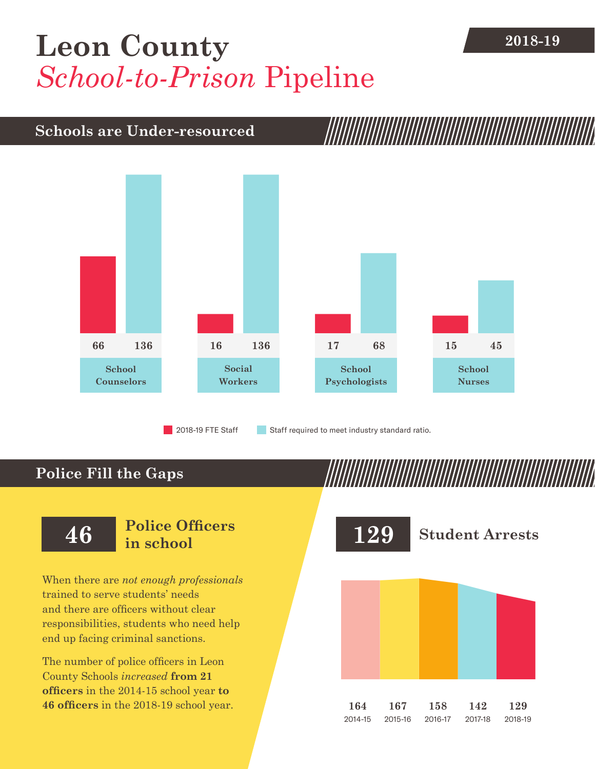2018-19

# Leon County
# *School-to-Prison* Pipeline

## Schools are Under-resourced

| | 2018-19 FTE Staff | Staff required to meet industry standard ratio. |
|---|---|---|
| School Counselors | 66 | 136 |
| Social Workers | 16 | 136 |
| School Psychologists | 17 | 68 |
| School Nurses | 15 | 45 |

## Police Fill the Gaps

**46** **Police Officers in school**

When there are *not enough professionals* trained to serve students' needs and there are officers without clear responsibilities, students who need help end up facing criminal sanctions.

The number of police officers in Leon County Schools *increased* **from 21 officers** in the 2014-15 school year **to 46 officers** in the 2018-19 school year.

**129** **Student Arrests**

| 2014-15 | 2015-16 | 2016-17 | 2017-18 | 2018-19 |
|---|---|---|---|---|
| 164 | 167 | 158 | 142 | 129 |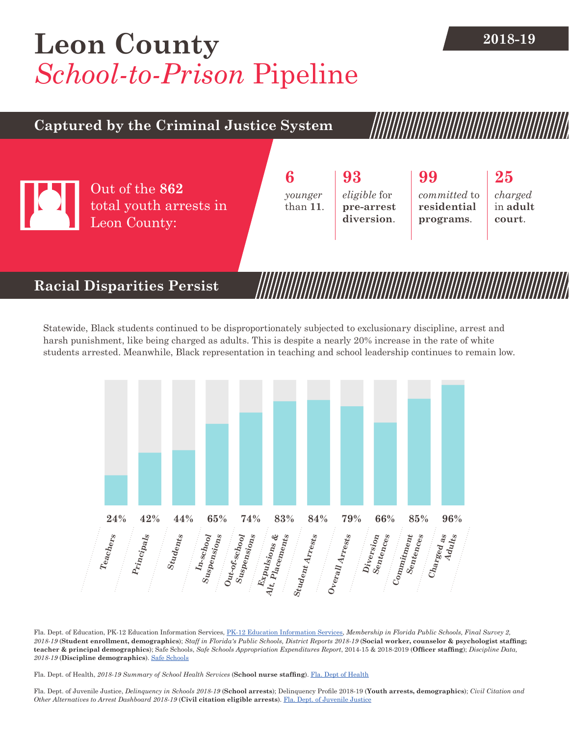# Leon County *School-to-Prison* Pipeline

2018-19

## Captured by the Criminal Justice System

Out of the **862** total youth arrests in Leon County:

**6** *younger* than **11**.

**93** *eligible* for **pre-arrest diversion**.

**99** *committed* to **residential programs**.

**25** *charged* in **adult court**.

## Racial Disparities Persist

Statewide, Black students continued to be disproportionately subjected to exclusionary discipline, arrest and harsh punishment, like being charged as adults. This is despite a nearly 20% increase in the rate of white students arrested. Meanwhile, Black representation in teaching and school leadership continues to remain low.

24% Teachers
42% Principals
44% Students
65% In-school Suspensions
74% Out-of-school Suspensions
83% Expulsions & Alt. Placements
84% Student Arrests
79% Overall Arrests
66% Diversion Sentences
85% Commitment Sentences
96% Charged as Adults

Fla. Dept. of Education, PK-12 Education Information Services, PK-12 Education Information Services, *Membership in Florida Public Schools, Final Survey 2, 2018-19* (**Student enrollment, demographics**); *Staff in Florida's Public Schools, District Reports 2018-19* (**Social worker, counselor & psychologist staffing; teacher & principal demographics**); Safe Schools, *Safe Schools Appropriation Expenditures Report*, 2014-15 & 2018-2019 (**Officer staffing**); *Discipline Data, 2018-19* (**Discipline demographics**). Safe Schools

Fla. Dept. of Health, *2018-19 Summary of School Health Services* (**School nurse staffing**). Fla. Dept of Health

Fla. Dept. of Juvenile Justice, *Delinquency in Schools 2018-19* (**School arrests**); Delinquency Profile 2018-19 (**Youth arrests, demographics**); *Civil Citation and Other Alternatives to Arrest Dashboard 2018-19* (**Civil citation eligible arrests**). Fla. Dept. of Juvenile Justice